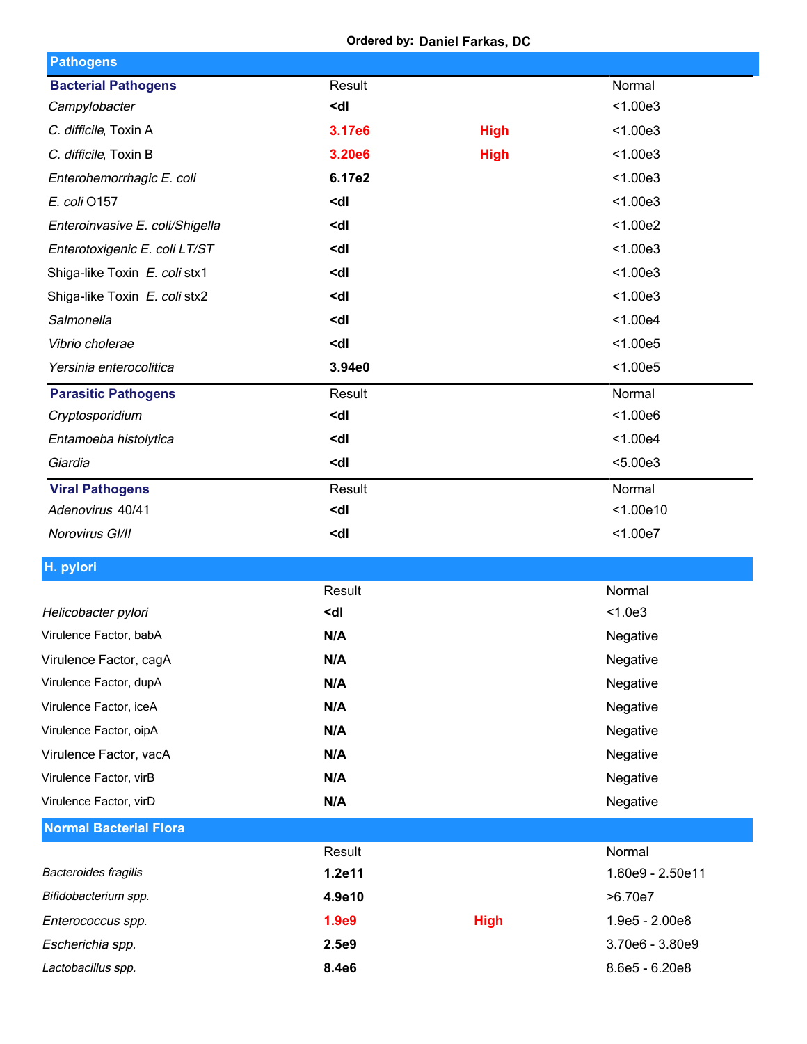**Ordered by:** **Daniel Farkas, DC**

## Pathogens

| Bacterial Pathogens | Result | | Normal |
|---|---|---|---|
| *Campylobacter* | **<dl** | | <1.00e3 |
| *C. difficile*, Toxin A | **3.17e6** | **High** | <1.00e3 |
| *C. difficile*, Toxin B | **3.20e6** | **High** | <1.00e3 |
| *Enterohemorrhagic E. coli* | **6.17e2** | | <1.00e3 |
| *E. coli* O157 | **<dl** | | <1.00e3 |
| *Enteroinvasive E. coli/Shigella* | **<dl** | | <1.00e2 |
| *Enterotoxigenic E. coli LT/ST* | **<dl** | | <1.00e3 |
| Shiga-like Toxin *E. coli* stx1 | **<dl** | | <1.00e3 |
| Shiga-like Toxin *E. coli* stx2 | **<dl** | | <1.00e3 |
| *Salmonella* | **<dl** | | <1.00e4 |
| *Vibrio cholerae* | **<dl** | | <1.00e5 |
| *Yersinia enterocolitica* | **3.94e0** | | <1.00e5 |

| Parasitic Pathogens | Result | Normal |
|---|---|---|
| *Cryptosporidium* | **<dl** | <1.00e6 |
| *Entamoeba histolytica* | **<dl** | <1.00e4 |
| *Giardia* | **<dl** | <5.00e3 |

| Viral Pathogens | Result | Normal |
|---|---|---|
| *Adenovirus* 40/41 | **<dl** | <1.00e10 |
| *Norovirus GI/II* | **<dl** | <1.00e7 |

## H. pylori

| | Result | Normal |
|---|---|---|
| *Helicobacter pylori* | **<dl** | <1.0e3 |
| Virulence Factor, babA | **N/A** | Negative |
| Virulence Factor, cagA | **N/A** | Negative |
| Virulence Factor, dupA | **N/A** | Negative |
| Virulence Factor, iceA | **N/A** | Negative |
| Virulence Factor, oipA | **N/A** | Negative |
| Virulence Factor, vacA | **N/A** | Negative |
| Virulence Factor, virB | **N/A** | Negative |
| Virulence Factor, virD | **N/A** | Negative |

## Normal Bacterial Flora

| | Result | | Normal |
|---|---|---|---|
| *Bacteroides fragilis* | **1.2e11** | | 1.60e9 - 2.50e11 |
| *Bifidobacterium spp.* | **4.9e10** | | >6.70e7 |
| *Enterococcus spp.* | **1.9e9** | **High** | 1.9e5 - 2.00e8 |
| *Escherichia spp.* | **2.5e9** | | 3.70e6 - 3.80e9 |
| *Lactobacillus spp.* | **8.4e6** | | 8.6e5 - 6.20e8 |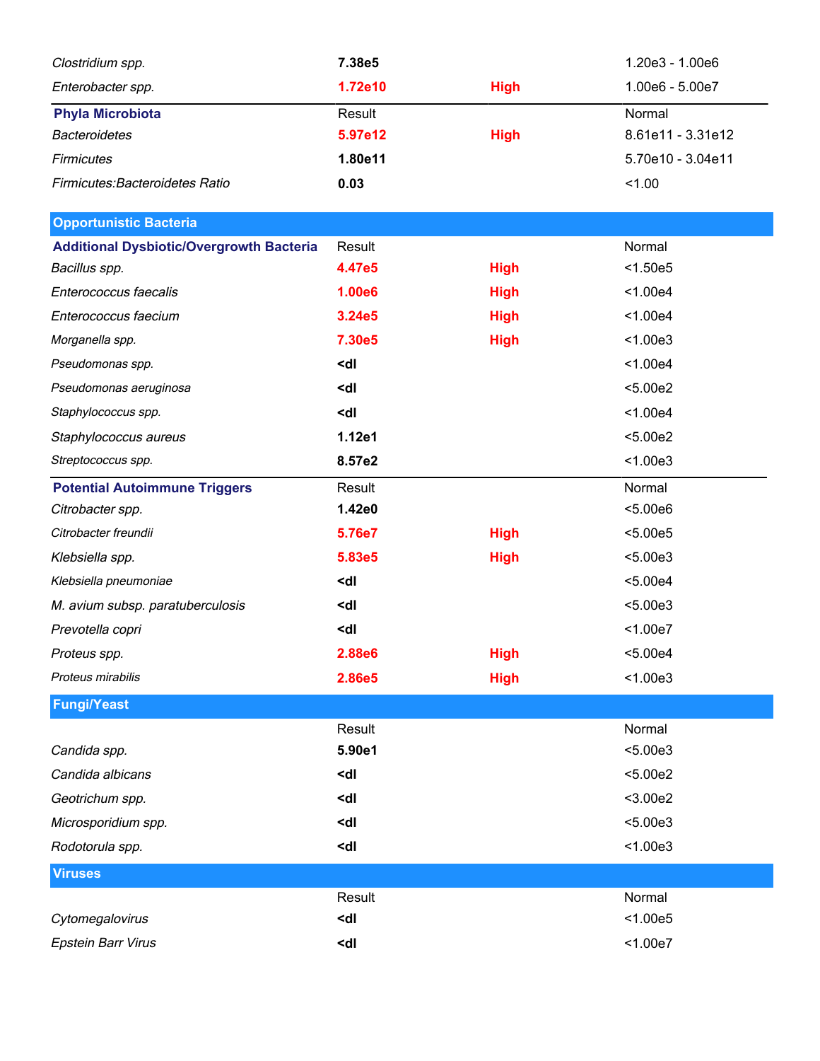| | | | |
|---|---|---|---|
| *Clostridium spp.* | **7.38e5** | | 1.20e3 - 1.00e6 |
| *Enterobacter spp.* | **1.72e10** | **High** | 1.00e6 - 5.00e7 |

| **Phyla Microbiota** | Result | | Normal |
|---|---|---|---|
| *Bacteroidetes* | **5.97e12** | **High** | 8.61e11 - 3.31e12 |
| *Firmicutes* | **1.80e11** | | 5.70e10 - 3.04e11 |
| *Firmicutes:Bacteroidetes Ratio* | **0.03** | | <1.00 |

## Opportunistic Bacteria

| **Additional Dysbiotic/Overgrowth Bacteria** | Result | | Normal |
|---|---|---|---|
| *Bacillus spp.* | **4.47e5** | **High** | <1.50e5 |
| *Enterococcus faecalis* | **1.00e6** | **High** | <1.00e4 |
| *Enterococcus faecium* | **3.24e5** | **High** | <1.00e4 |
| *Morganella spp.* | **7.30e5** | **High** | <1.00e3 |
| *Pseudomonas spp.* | **<dl** | | <1.00e4 |
| *Pseudomonas aeruginosa* | **<dl** | | <5.00e2 |
| *Staphylococcus spp.* | **<dl** | | <1.00e4 |
| *Staphylococcus aureus* | **1.12e1** | | <5.00e2 |
| *Streptococcus spp.* | **8.57e2** | | <1.00e3 |

| **Potential Autoimmune Triggers** | Result | | Normal |
|---|---|---|---|
| *Citrobacter spp.* | **1.42e0** | | <5.00e6 |
| *Citrobacter freundii* | **5.76e7** | **High** | <5.00e5 |
| *Klebsiella spp.* | **5.83e5** | **High** | <5.00e3 |
| *Klebsiella pneumoniae* | **<dl** | | <5.00e4 |
| *M. avium subsp. paratuberculosis* | **<dl** | | <5.00e3 |
| *Prevotella copri* | **<dl** | | <1.00e7 |
| *Proteus spp.* | **2.88e6** | **High** | <5.00e4 |
| *Proteus mirabilis* | **2.86e5** | **High** | <1.00e3 |

## Fungi/Yeast

| | Result | | Normal |
|---|---|---|---|
| *Candida spp.* | **5.90e1** | | <5.00e3 |
| *Candida albicans* | **<dl** | | <5.00e2 |
| *Geotrichum spp.* | **<dl** | | <3.00e2 |
| *Microsporidium spp.* | **<dl** | | <5.00e3 |
| *Rodotorula spp.* | **<dl** | | <1.00e3 |

## Viruses

| | Result | | Normal |
|---|---|---|---|
| *Cytomegalovirus* | **<dl** | | <1.00e5 |
| *Epstein Barr Virus* | **<dl** | | <1.00e7 |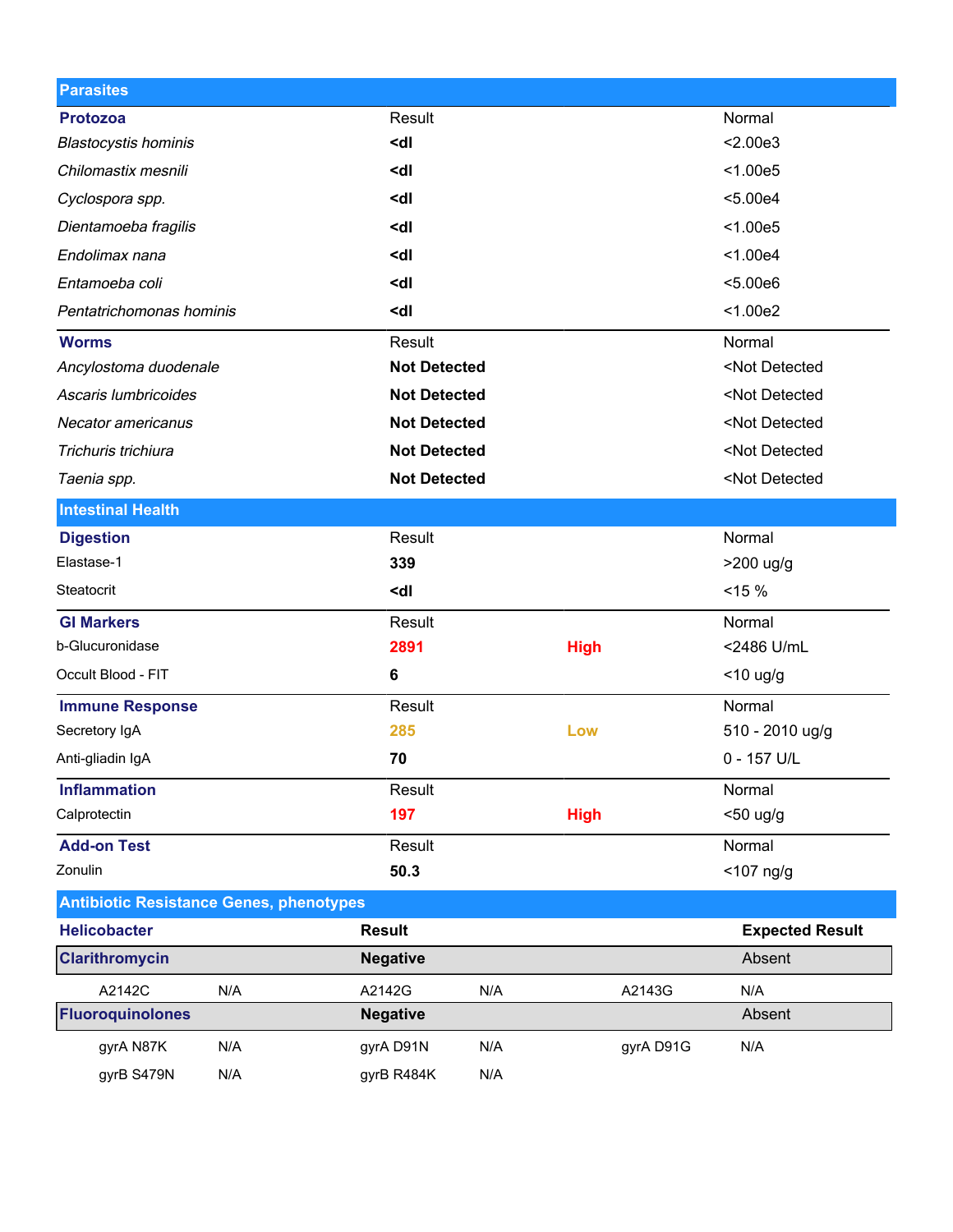## Parasites

| Protozoa | Result | | Normal |
|---|---|---|---|
| *Blastocystis hominis* | **<dl** | | <2.00e3 |
| *Chilomastix mesnili* | **<dl** | | <1.00e5 |
| *Cyclospora spp.* | **<dl** | | <5.00e4 |
| *Dientamoeba fragilis* | **<dl** | | <1.00e5 |
| *Endolimax nana* | **<dl** | | <1.00e4 |
| *Entamoeba coli* | **<dl** | | <5.00e6 |
| *Pentatrichomonas hominis* | **<dl** | | <1.00e2 |

| Worms | Result | | Normal |
|---|---|---|---|
| *Ancylostoma duodenale* | **Not Detected** | | <Not Detected |
| *Ascaris lumbricoides* | **Not Detected** | | <Not Detected |
| *Necator americanus* | **Not Detected** | | <Not Detected |
| *Trichuris trichiura* | **Not Detected** | | <Not Detected |
| *Taenia spp.* | **Not Detected** | | <Not Detected |

## Intestinal Health

| Digestion | Result | | Normal |
|---|---|---|---|
| Elastase-1 | **339** | | >200 ug/g |
| Steatocrit | **<dl** | | <15 % |

| GI Markers | Result | | Normal |
|---|---|---|---|
| b-Glucuronidase | **2891** | **High** | <2486 U/mL |
| Occult Blood - FIT | **6** | | <10 ug/g |

| Immune Response | Result | | Normal |
|---|---|---|---|
| Secretory IgA | **285** | **Low** | 510 - 2010 ug/g |
| Anti-gliadin IgA | **70** | | 0 - 157 U/L |

| Inflammation | Result | | Normal |
|---|---|---|---|
| Calprotectin | **197** | **High** | <50 ug/g |

| Add-on Test | Result | | Normal |
|---|---|---|---|
| Zonulin | **50.3** | | <107 ng/g |

## Antibiotic Resistance Genes, phenotypes

| Helicobacter | | Result | | | Expected Result |
|---|---|---|---|---|---|
| **Clarithromycin** | | **Negative** | | | Absent |
| A2142C | N/A | A2142G | N/A | A2143G | N/A |
| **Fluoroquinolones** | | **Negative** | | | Absent |
| gyrA N87K | N/A | gyrA D91N | N/A | gyrA D91G | N/A |
| gyrB S479N | N/A | gyrB R484K | N/A | | |